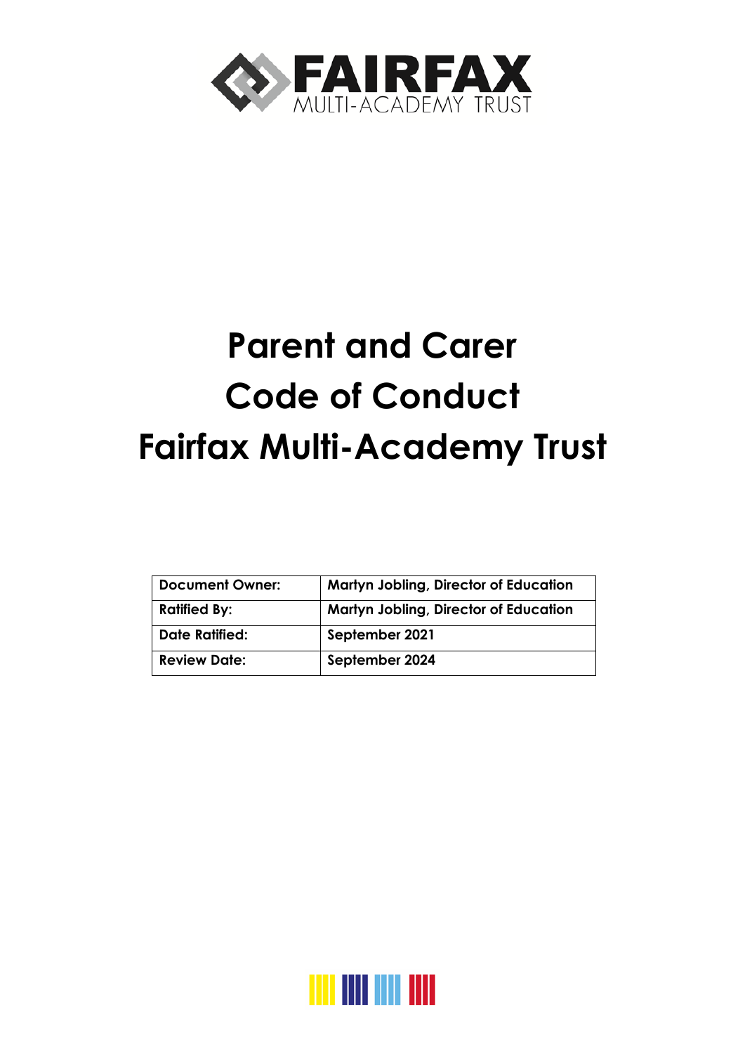FAIRFAX
MULTI-ACADEMY TRUST

# Parent and Carer Code of Conduct Fairfax Multi-Academy Trust

| | |
|---|---|
| **Document Owner:** | **Martyn Jobling, Director of Education** |
| **Ratified By:** | **Martyn Jobling, Director of Education** |
| **Date Ratified:** | **September 2021** |
| **Review Date:** | **September 2024** |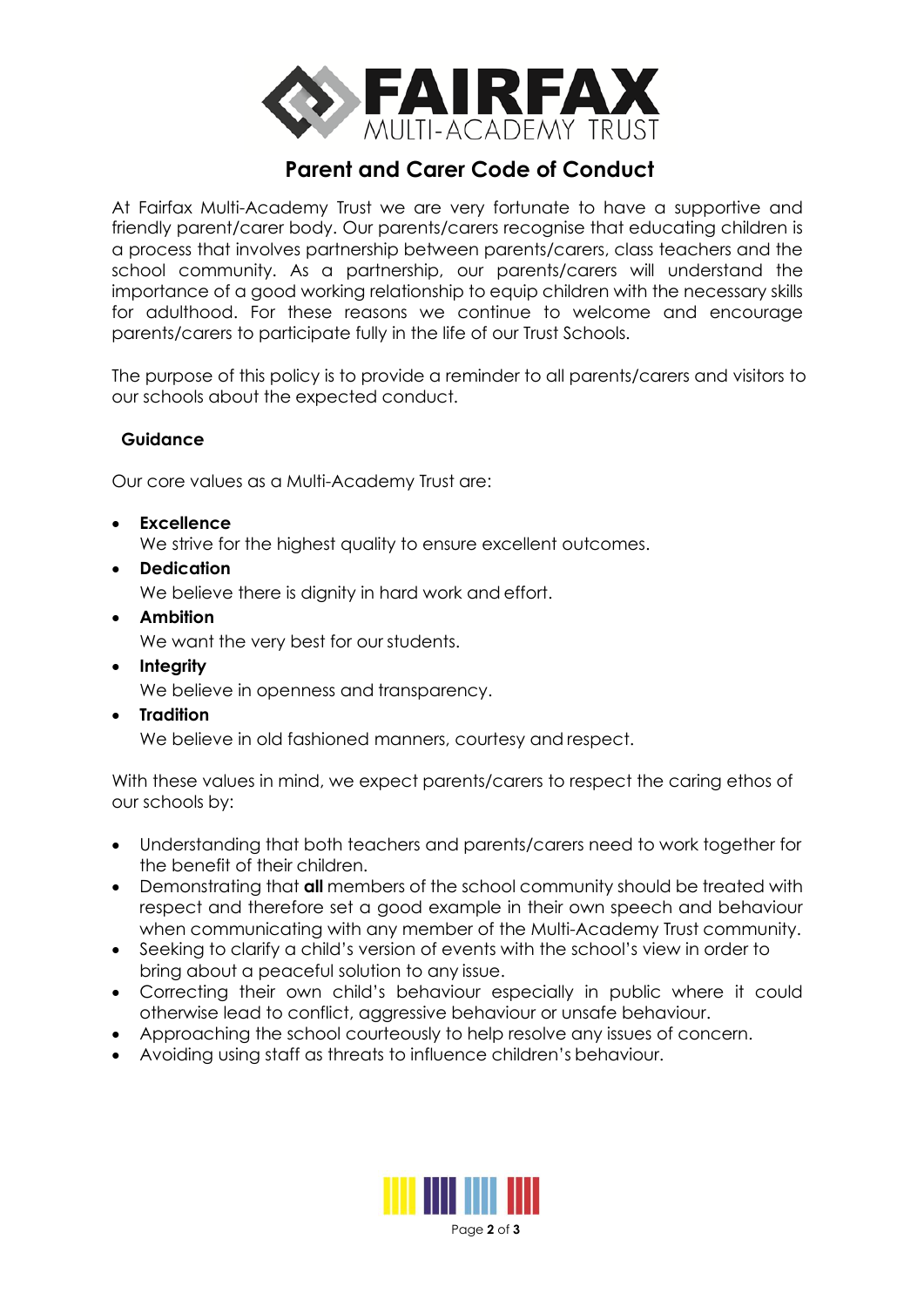# Parent and Carer Code of Conduct

At Fairfax Multi-Academy Trust we are very fortunate to have a supportive and friendly parent/carer body. Our parents/carers recognise that educating children is a process that involves partnership between parents/carers, class teachers and the school community. As a partnership, our parents/carers will understand the importance of a good working relationship to equip children with the necessary skills for adulthood. For these reasons we continue to welcome and encourage parents/carers to participate fully in the life of our Trust Schools.

The purpose of this policy is to provide a reminder to all parents/carers and visitors to our schools about the expected conduct.

## Guidance

Our core values as a Multi-Academy Trust are:

- **Excellence**
  We strive for the highest quality to ensure excellent outcomes.
- **Dedication**
  We believe there is dignity in hard work and effort.
- **Ambition**
  We want the very best for our students.
- **Integrity**
  We believe in openness and transparency.
- **Tradition**
  We believe in old fashioned manners, courtesy and respect.

With these values in mind, we expect parents/carers to respect the caring ethos of our schools by:

- Understanding that both teachers and parents/carers need to work together for the benefit of their children.
- Demonstrating that **all** members of the school community should be treated with respect and therefore set a good example in their own speech and behaviour when communicating with any member of the Multi-Academy Trust community.
- Seeking to clarify a child's version of events with the school's view in order to bring about a peaceful solution to any issue.
- Correcting their own child's behaviour especially in public where it could otherwise lead to conflict, aggressive behaviour or unsafe behaviour.
- Approaching the school courteously to help resolve any issues of concern.
- Avoiding using staff as threats to influence children's behaviour.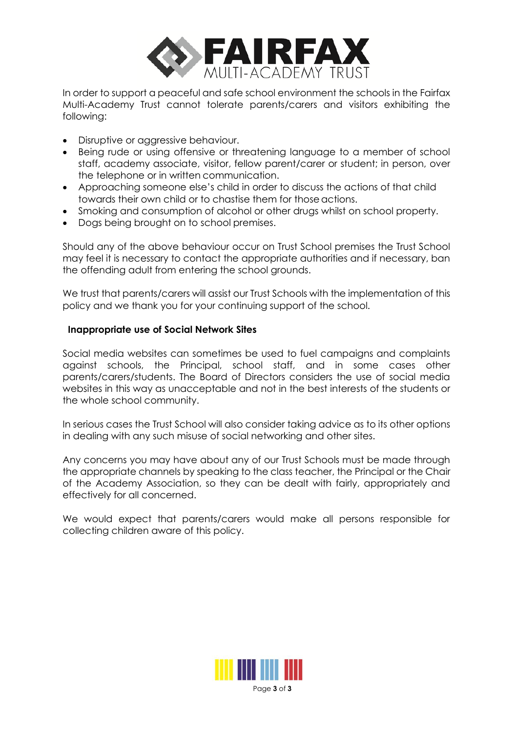In order to support a peaceful and safe school environment the schools in the Fairfax Multi-Academy Trust cannot tolerate parents/carers and visitors exhibiting the following:

- Disruptive or aggressive behaviour.
- Being rude or using offensive or threatening language to a member of school staff, academy associate, visitor, fellow parent/carer or student; in person, over the telephone or in written communication.
- Approaching someone else's child in order to discuss the actions of that child towards their own child or to chastise them for those actions.
- Smoking and consumption of alcohol or other drugs whilst on school property.
- Dogs being brought on to school premises.

Should any of the above behaviour occur on Trust School premises the Trust School may feel it is necessary to contact the appropriate authorities and if necessary, ban the offending adult from entering the school grounds.

We trust that parents/carers will assist our Trust Schools with the implementation of this policy and we thank you for your continuing support of the school.

**Inappropriate use of Social Network Sites**

Social media websites can sometimes be used to fuel campaigns and complaints against schools, the Principal, school staff, and in some cases other parents/carers/students. The Board of Directors considers the use of social media websites in this way as unacceptable and not in the best interests of the students or the whole school community.

In serious cases the Trust School will also consider taking advice as to its other options in dealing with any such misuse of social networking and other sites.

Any concerns you may have about any of our Trust Schools must be made through the appropriate channels by speaking to the class teacher, the Principal or the Chair of the Academy Association, so they can be dealt with fairly, appropriately and effectively for all concerned.

We would expect that parents/carers would make all persons responsible for collecting children aware of this policy.